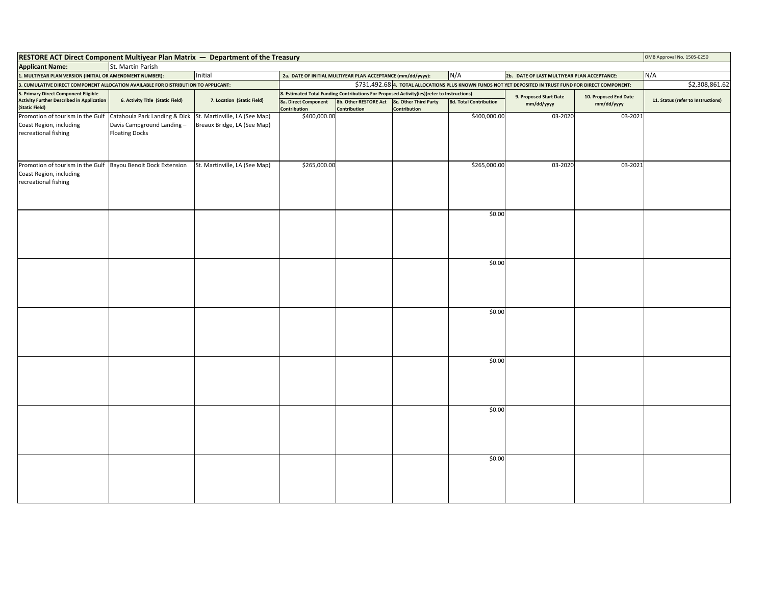| RESTORE ACT Direct Component Multiyear Plan Matrix — Department of the Treasury | | | | | | | | | | OMB Approval No. 1505-0250 |
|---|---|---|---|---|---|---|---|---|---|---|
| **Applicant Name:** | St. Martin Parish | | | | | | | | | |
| 1. MULTIYEAR PLAN VERSION (INITIAL OR AMENDMENT NUMBER): | | Initial | 2a. DATE OF INITIAL MULTIYEAR PLAN ACCEPTANCE (mm/dd/yyyy): | | | N/A | 2b. DATE OF LAST MULTIYEAR PLAN ACCEPTANCE: | | | N/A |
| 3. CUMULATIVE DIRECT COMPONENT ALLOCATION AVAILABLE FOR DISTRIBUTION TO APPLICANT: | | | | | $731,492.68 | 4. TOTAL ALLOCATIONS PLUS KNOWN FUNDS NOT YET DEPOSITED IN TRUST FUND FOR DIRECT COMPONENT: | | | | $2,308,861.62 |
| 5. Primary Direct Component Eligible Activity Further Described in Application (Static Field) | 6. Activity Title (Static Field) | 7. Location (Static Field) | 8. Estimated Total Funding Contributions For Proposed Activity(ies)(refer to Instructions) | | | | 9. Proposed Start Date mm/dd/yyyy | 10. Proposed End Date mm/dd/yyyy | 11. Status (refer to Instructions) | |
| | | | 8a. Direct Component Contribution | 8b. Other RESTORE Act Contribution | 8c. Other Third Party Contribution | 8d. Total Contribution | | | | |
| Promotion of tourism in the Gulf Coast Region, including recreational fishing | Catahoula Park Landing & Dick Davis Campground Landing – Floating Docks | St. Martinville, LA (See Map) Breaux Bridge, LA (See Map) | $400,000.00 | | | $400,000.00 | 03-2020 | 03-2021 | | |
| Promotion of tourism in the Gulf Coast Region, including recreational fishing | Bayou Benoit Dock Extension | St. Martinville, LA (See Map) | $265,000.00 | | | $265,000.00 | 03-2020 | 03-2021 | | |
| | | | | | | $0.00 | | | | |
| | | | | | | $0.00 | | | | |
| | | | | | | $0.00 | | | | |
| | | | | | | $0.00 | | | | |
| | | | | | | $0.00 | | | | |
| | | | | | | $0.00 | | | | |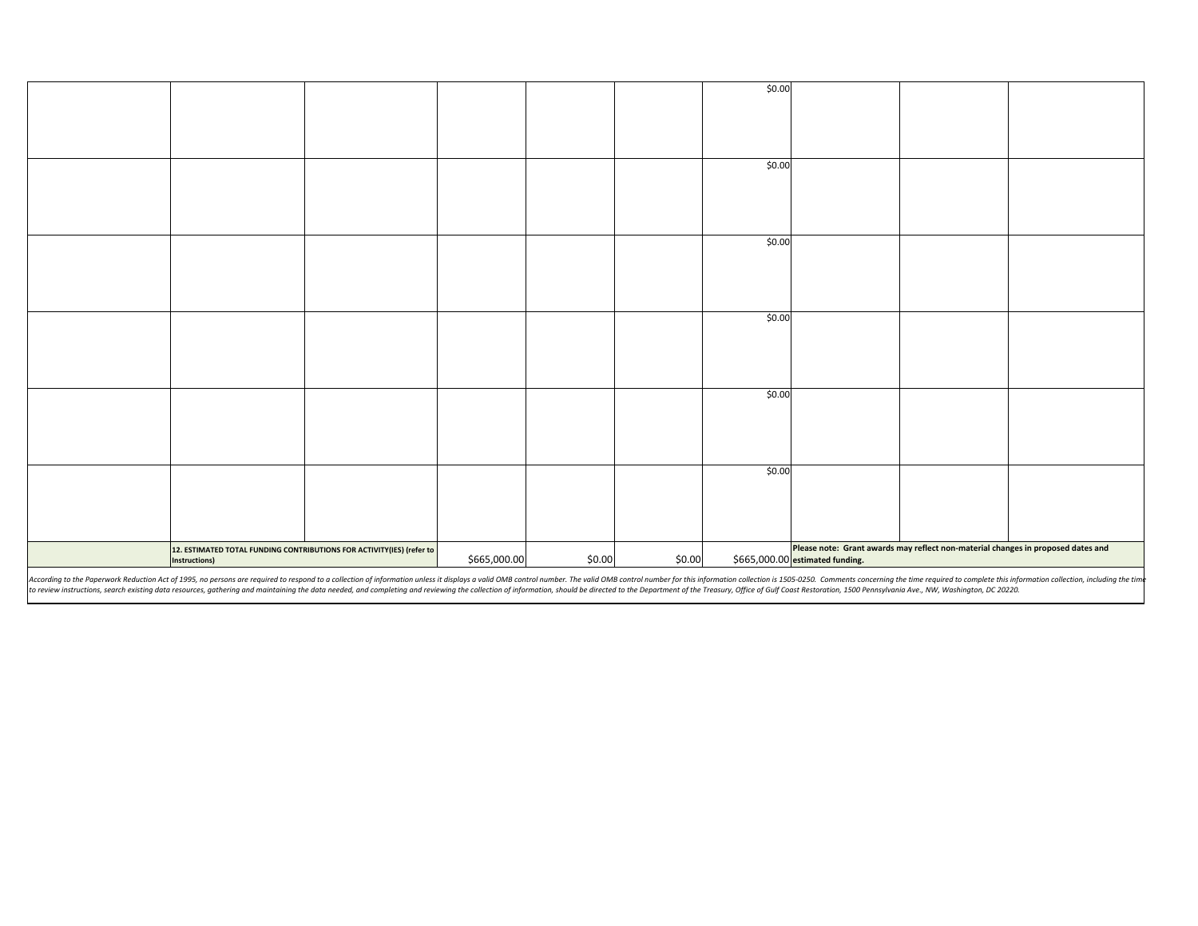| | | | | | | | | | |
|---|---|---|---|---|---|---|---|---|---|
| | | | | | | $0.00 | | | |
| | | | | | | $0.00 | | | |
| | | | | | | $0.00 | | | |
| | | | | | | $0.00 | | | |
| | | | | | | $0.00 | | | |
| | | | | | | $0.00 | | | |
| | **12. ESTIMATED TOTAL FUNDING CONTRIBUTIONS FOR ACTIVITY(IES) (refer to Instructions)** | | $665,000.00 | $0.00 | $0.00 | $665,000.00 | **Please note: Grant awards may reflect non-material changes in proposed dates and estimated funding.** | | |

*According to the Paperwork Reduction Act of 1995, no persons are required to respond to a collection of information unless it displays a valid OMB control number. The valid OMB control number for this information collection is 1505-0250. Comments concerning the time required to complete this information collection, including the time to review instructions, search existing data resources, gathering and maintaining the data needed, and completing and reviewing the collection of information, should be directed to the Department of the Treasury, Office of Gulf Coast Restoration, 1500 Pennsylvania Ave., NW, Washington, DC 20220.*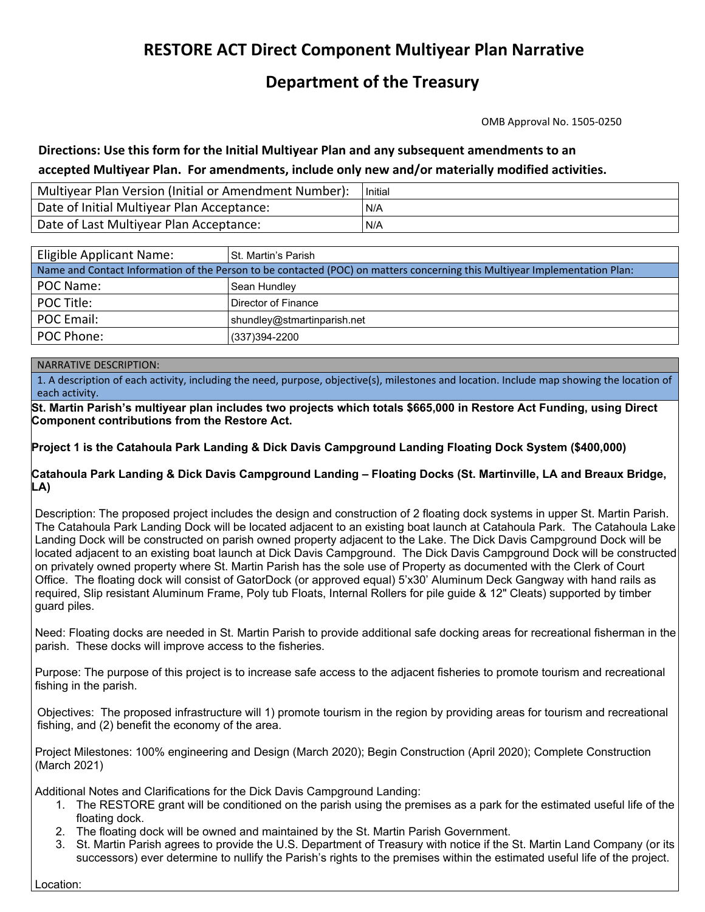# RESTORE ACT Direct Component Multiyear Plan Narrative

# Department of the Treasury

OMB Approval No. 1505-0250

**Directions: Use this form for the Initial Multiyear Plan and any subsequent amendments to an accepted Multiyear Plan. For amendments, include only new and/or materially modified activities.**

| Multiyear Plan Version (Initial or Amendment Number): | Initial |
|---|---|
| Date of Initial Multiyear Plan Acceptance: | N/A |
| Date of Last Multiyear Plan Acceptance: | N/A |

| Eligible Applicant Name: | St. Martin's Parish |
|---|---|
| Name and Contact Information of the Person to be contacted (POC) on matters concerning this Multiyear Implementation Plan: | |
| POC Name: | Sean Hundley |
| POC Title: | Director of Finance |
| POC Email: | shundley@stmartinparish.net |
| POC Phone: | (337)394-2200 |

NARRATIVE DESCRIPTION:

1. A description of each activity, including the need, purpose, objective(s), milestones and location. Include map showing the location of each activity.

**St. Martin Parish's multiyear plan includes two projects which totals $665,000 in Restore Act Funding, using Direct Component contributions from the Restore Act.**

**Project 1 is the Catahoula Park Landing & Dick Davis Campground Landing Floating Dock System ($400,000)**

**Catahoula Park Landing & Dick Davis Campground Landing – Floating Docks (St. Martinville, LA and Breaux Bridge, LA)**

Description: The proposed project includes the design and construction of 2 floating dock systems in upper St. Martin Parish. The Catahoula Park Landing Dock will be located adjacent to an existing boat launch at Catahoula Park. The Catahoula Lake Landing Dock will be constructed on parish owned property adjacent to the Lake. The Dick Davis Campground Dock will be located adjacent to an existing boat launch at Dick Davis Campground. The Dick Davis Campground Dock will be constructed on privately owned property where St. Martin Parish has the sole use of Property as documented with the Clerk of Court Office. The floating dock will consist of GatorDock (or approved equal) 5'x30' Aluminum Deck Gangway with hand rails as required, Slip resistant Aluminum Frame, Poly tub Floats, Internal Rollers for pile guide & 12" Cleats) supported by timber guard piles.

Need: Floating docks are needed in St. Martin Parish to provide additional safe docking areas for recreational fisherman in the parish. These docks will improve access to the fisheries.

Purpose: The purpose of this project is to increase safe access to the adjacent fisheries to promote tourism and recreational fishing in the parish.

Objectives: The proposed infrastructure will 1) promote tourism in the region by providing areas for tourism and recreational fishing, and (2) benefit the economy of the area.

Project Milestones: 100% engineering and Design (March 2020); Begin Construction (April 2020); Complete Construction (March 2021)

Additional Notes and Clarifications for the Dick Davis Campground Landing:

1. The RESTORE grant will be conditioned on the parish using the premises as a park for the estimated useful life of the floating dock.
2. The floating dock will be owned and maintained by the St. Martin Parish Government.
3. St. Martin Parish agrees to provide the U.S. Department of Treasury with notice if the St. Martin Land Company (or its successors) ever determine to nullify the Parish's rights to the premises within the estimated useful life of the project.

Location: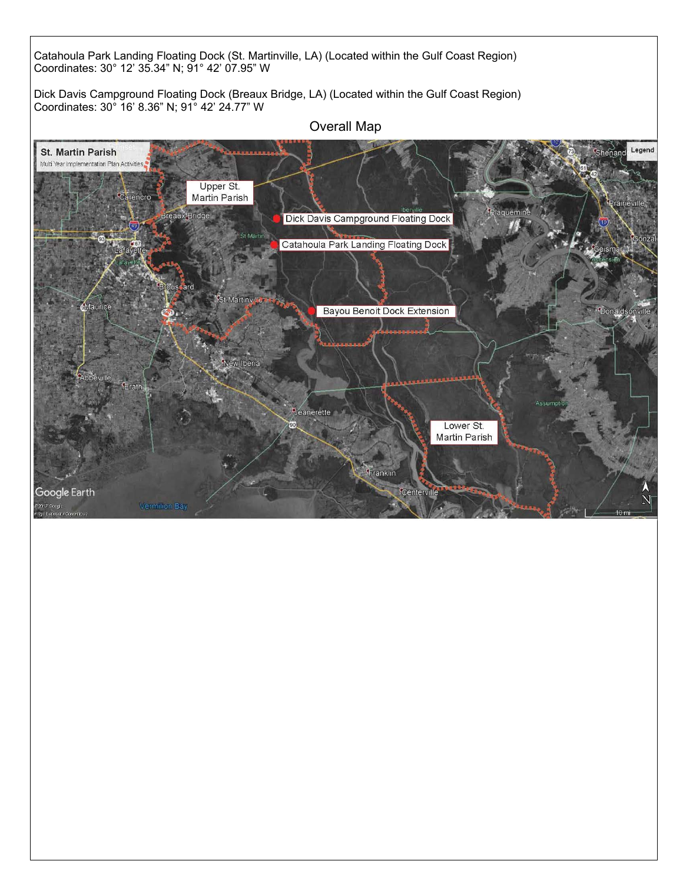Catahoula Park Landing Floating Dock (St. Martinville, LA) (Located within the Gulf Coast Region)
Coordinates: 30° 12’ 35.34” N; 91° 42’ 07.95” W

Dick Davis Campground Floating Dock (Breaux Bridge, LA) (Located within the Gulf Coast Region)
Coordinates: 30° 16’ 8.36” N; 91° 42’ 24.77” W

Overall Map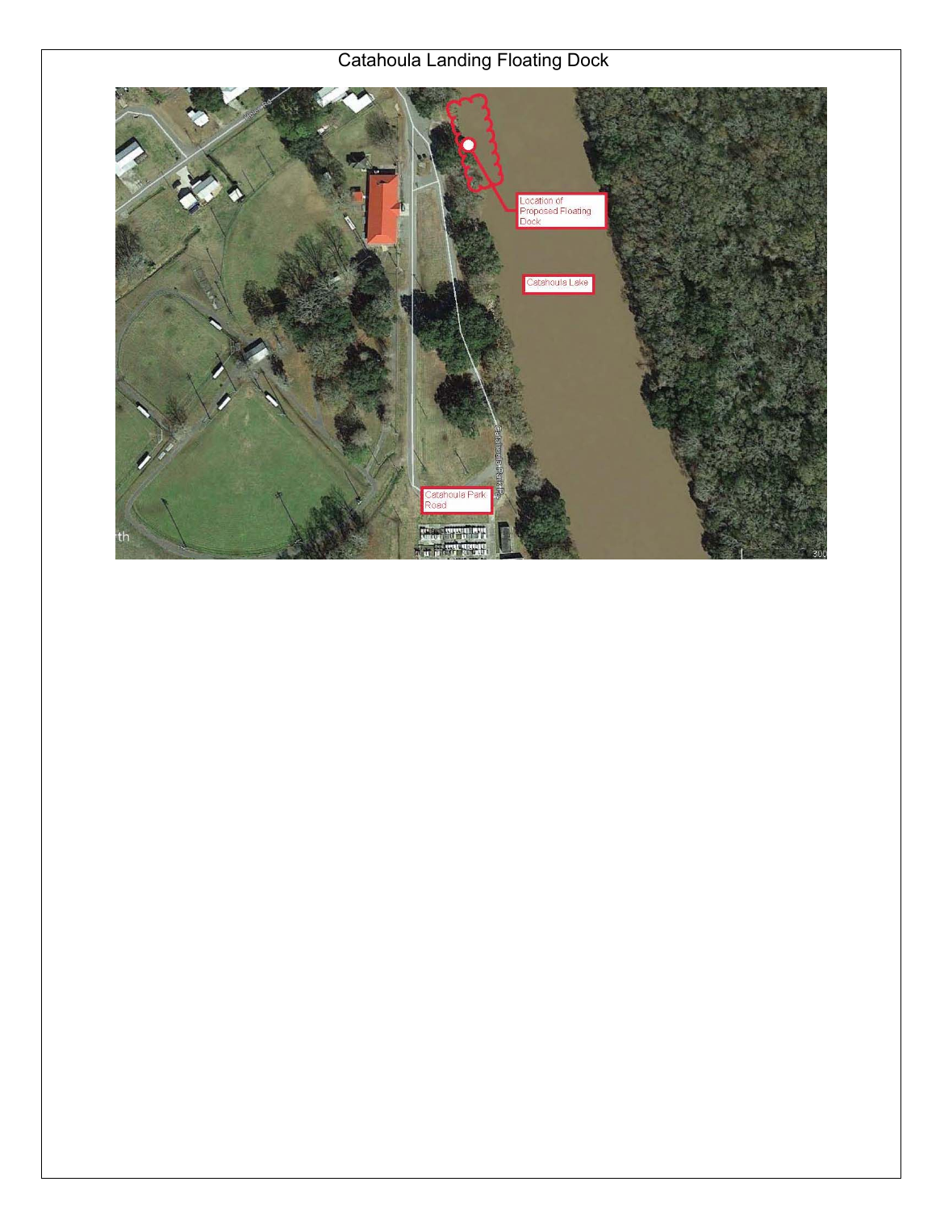# Catahoula Landing Floating Dock

Location of Proposed Floating Dock

Catahoula Lake

Catahoula Park Road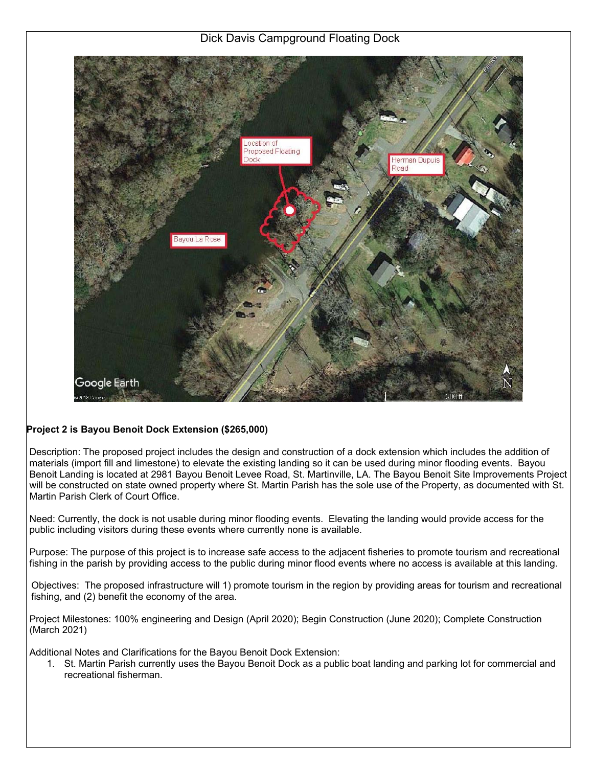Dick Davis Campground Floating Dock

**Project 2 is Bayou Benoit Dock Extension ($265,000)**

Description: The proposed project includes the design and construction of a dock extension which includes the addition of materials (import fill and limestone) to elevate the existing landing so it can be used during minor flooding events. Bayou Benoit Landing is located at 2981 Bayou Benoit Levee Road, St. Martinville, LA. The Bayou Benoit Site Improvements Project will be constructed on state owned property where St. Martin Parish has the sole use of the Property, as documented with St. Martin Parish Clerk of Court Office.

Need: Currently, the dock is not usable during minor flooding events. Elevating the landing would provide access for the public including visitors during these events where currently none is available.

Purpose: The purpose of this project is to increase safe access to the adjacent fisheries to promote tourism and recreational fishing in the parish by providing access to the public during minor flood events where no access is available at this landing.

Objectives: The proposed infrastructure will 1) promote tourism in the region by providing areas for tourism and recreational fishing, and (2) benefit the economy of the area.

Project Milestones: 100% engineering and Design (April 2020); Begin Construction (June 2020); Complete Construction (March 2021)

Additional Notes and Clarifications for the Bayou Benoit Dock Extension:

1. St. Martin Parish currently uses the Bayou Benoit Dock as a public boat landing and parking lot for commercial and recreational fisherman.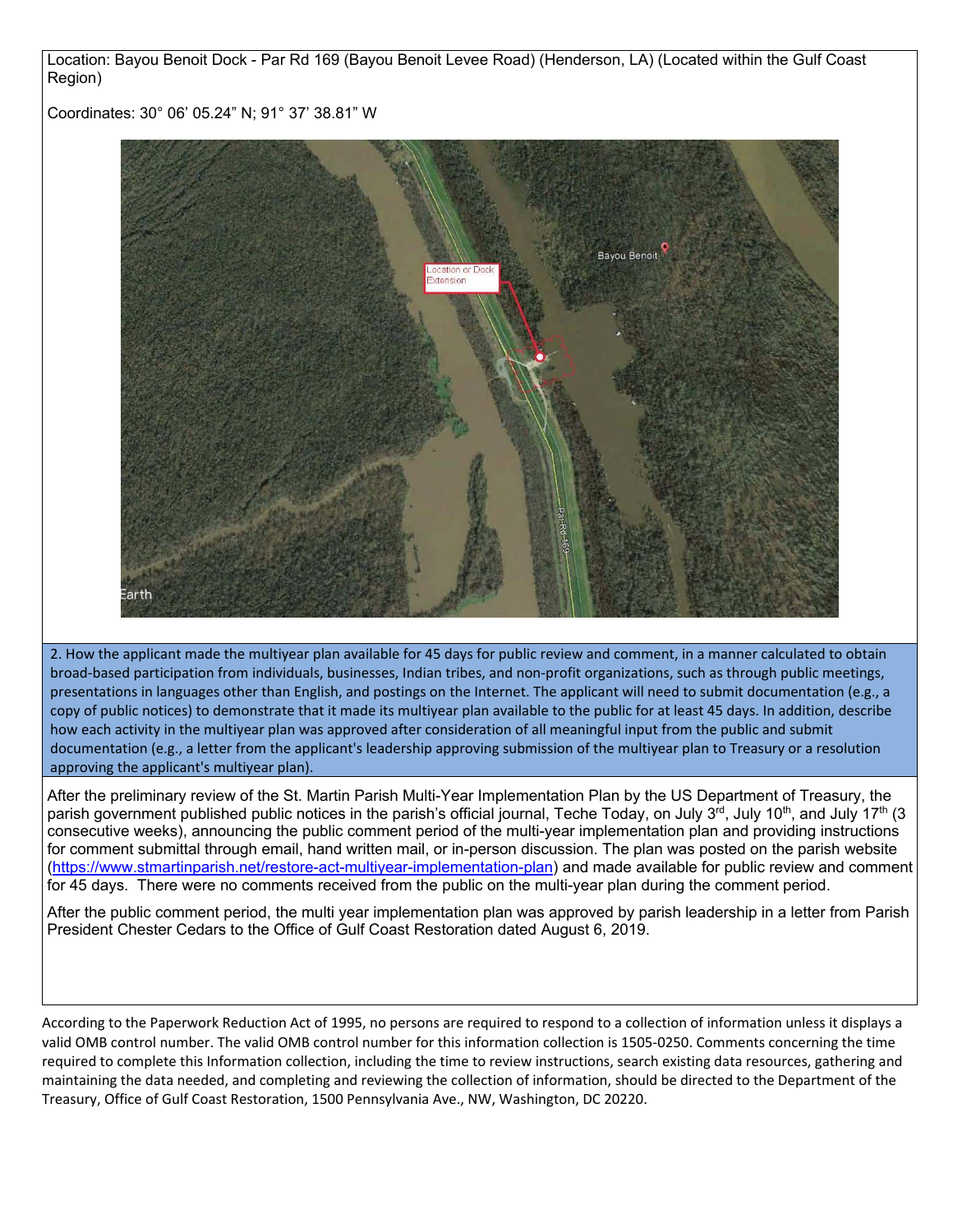Location: Bayou Benoit Dock - Par Rd 169 (Bayou Benoit Levee Road) (Henderson, LA) (Located within the Gulf Coast Region)

Coordinates: 30° 06' 05.24" N; 91° 37' 38.81" W

**2. How the applicant made the multiyear plan available for 45 days for public review and comment, in a manner calculated to obtain broad-based participation from individuals, businesses, Indian tribes, and non-profit organizations, such as through public meetings, presentations in languages other than English, and postings on the Internet. The applicant will need to submit documentation (e.g., a copy of public notices) to demonstrate that it made its multiyear plan available to the public for at least 45 days. In addition, describe how each activity in the multiyear plan was approved after consideration of all meaningful input from the public and submit documentation (e.g., a letter from the applicant's leadership approving submission of the multiyear plan to Treasury or a resolution approving the applicant's multiyear plan).**

After the preliminary review of the St. Martin Parish Multi-Year Implementation Plan by the US Department of Treasury, the parish government published public notices in the parish's official journal, Teche Today, on July 3rd, July 10th, and July 17th (3 consecutive weeks), announcing the public comment period of the multi-year implementation plan and providing instructions for comment submittal through email, hand written mail, or in-person discussion. The plan was posted on the parish website (https://www.stmartinparish.net/restore-act-multiyear-implementation-plan) and made available for public review and comment for 45 days. There were no comments received from the public on the multi-year plan during the comment period.

After the public comment period, the multi year implementation plan was approved by parish leadership in a letter from Parish President Chester Cedars to the Office of Gulf Coast Restoration dated August 6, 2019.

According to the Paperwork Reduction Act of 1995, no persons are required to respond to a collection of information unless it displays a valid OMB control number. The valid OMB control number for this information collection is 1505-0250. Comments concerning the time required to complete this Information collection, including the time to review instructions, search existing data resources, gathering and maintaining the data needed, and completing and reviewing the collection of information, should be directed to the Department of the Treasury, Office of Gulf Coast Restoration, 1500 Pennsylvania Ave., NW, Washington, DC 20220.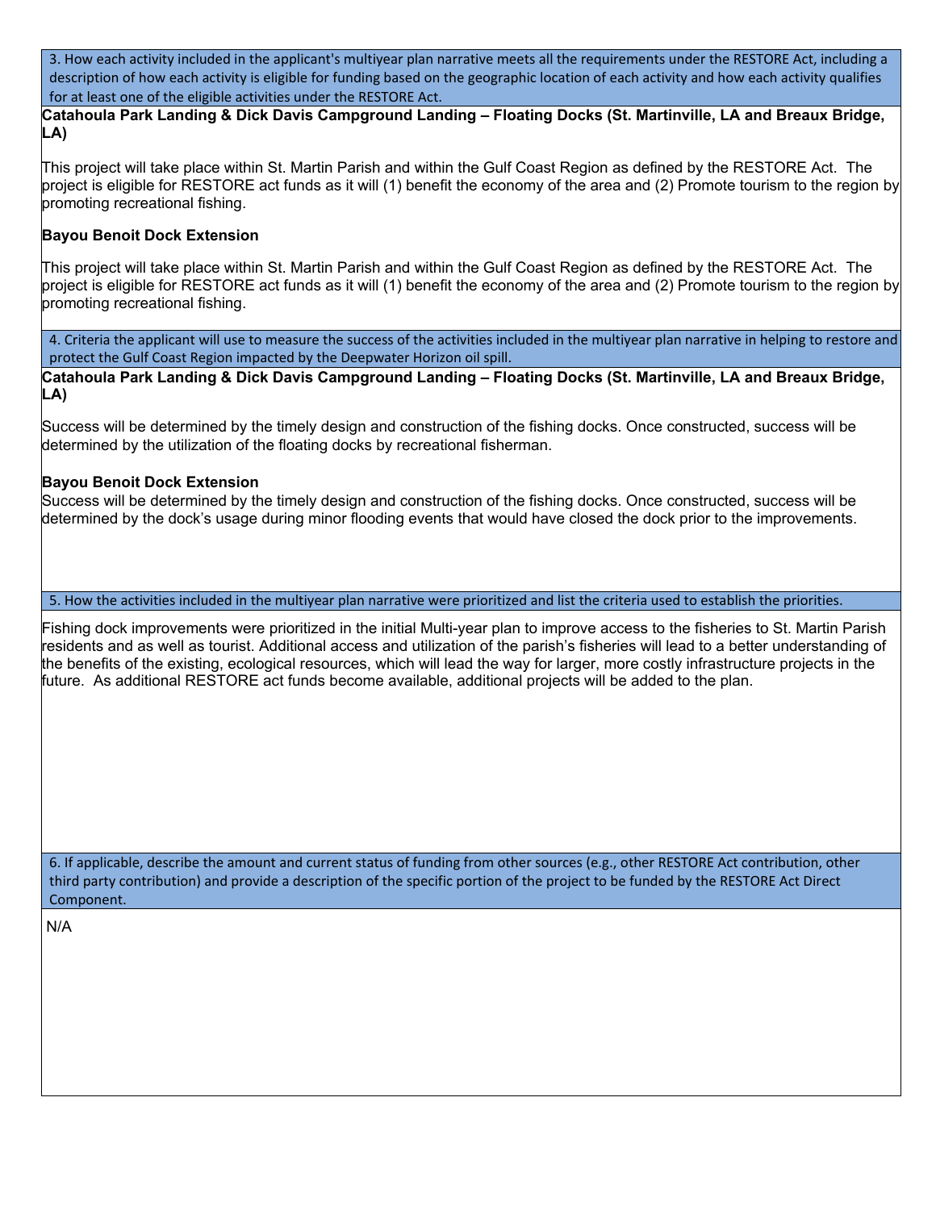3. How each activity included in the applicant's multiyear plan narrative meets all the requirements under the RESTORE Act, including a description of how each activity is eligible for funding based on the geographic location of each activity and how each activity qualifies for at least one of the eligible activities under the RESTORE Act.

**Catahoula Park Landing & Dick Davis Campground Landing – Floating Docks (St. Martinville, LA and Breaux Bridge, LA)**

This project will take place within St. Martin Parish and within the Gulf Coast Region as defined by the RESTORE Act. The project is eligible for RESTORE act funds as it will (1) benefit the economy of the area and (2) Promote tourism to the region by promoting recreational fishing.

**Bayou Benoit Dock Extension**

This project will take place within St. Martin Parish and within the Gulf Coast Region as defined by the RESTORE Act. The project is eligible for RESTORE act funds as it will (1) benefit the economy of the area and (2) Promote tourism to the region by promoting recreational fishing.

4. Criteria the applicant will use to measure the success of the activities included in the multiyear plan narrative in helping to restore and protect the Gulf Coast Region impacted by the Deepwater Horizon oil spill.

**Catahoula Park Landing & Dick Davis Campground Landing – Floating Docks (St. Martinville, LA and Breaux Bridge, LA)**

Success will be determined by the timely design and construction of the fishing docks. Once constructed, success will be determined by the utilization of the floating docks by recreational fisherman.

**Bayou Benoit Dock Extension**

Success will be determined by the timely design and construction of the fishing docks. Once constructed, success will be determined by the dock's usage during minor flooding events that would have closed the dock prior to the improvements.

5. How the activities included in the multiyear plan narrative were prioritized and list the criteria used to establish the priorities.

Fishing dock improvements were prioritized in the initial Multi-year plan to improve access to the fisheries to St. Martin Parish residents and as well as tourist. Additional access and utilization of the parish's fisheries will lead to a better understanding of the benefits of the existing, ecological resources, which will lead the way for larger, more costly infrastructure projects in the future. As additional RESTORE act funds become available, additional projects will be added to the plan.

6. If applicable, describe the amount and current status of funding from other sources (e.g., other RESTORE Act contribution, other third party contribution) and provide a description of the specific portion of the project to be funded by the RESTORE Act Direct Component.

N/A